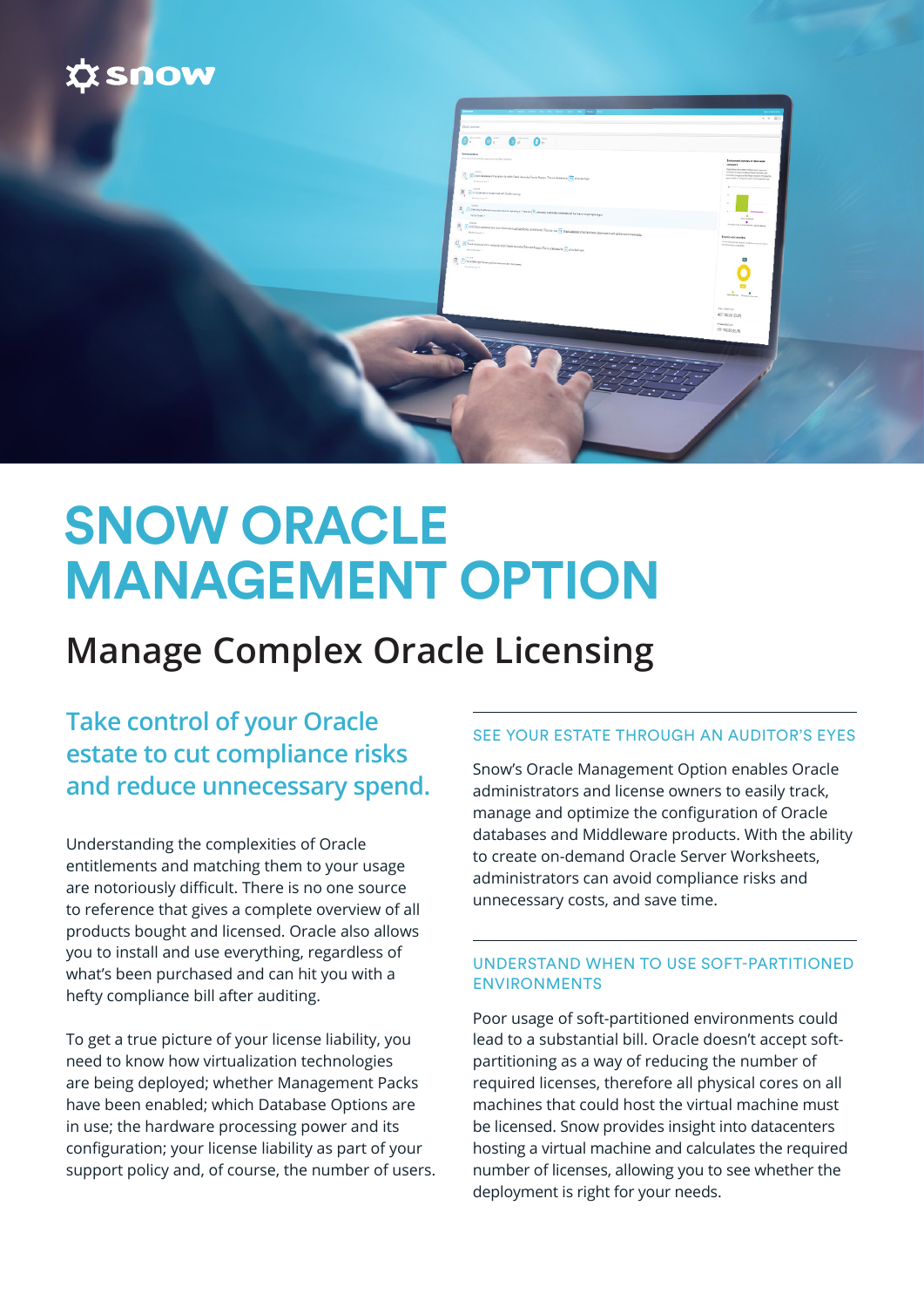# SNOW ORACLE MANAGEMENT OPTION

## Manage Complex Oracle Licensing

### Take control of your Oracle estate to cut compliance risks and reduce unnecessary spend.

Understanding the complexities of Oracle entitlements and matching them to your usage are notoriously difficult. There is no one source to reference that gives a complete overview of all products bought and licensed. Oracle also allows you to install and use everything, regardless of what's been purchased and can hit you with a hefty compliance bill after auditing.

To get a true picture of your license liability, you need to know how virtualization technologies are being deployed; whether Management Packs have been enabled; which Database Options are in use; the hardware processing power and its configuration; your license liability as part of your support policy and, of course, the number of users.

#### SEE YOUR ESTATE THROUGH AN AUDITOR'S EYES

Snow's Oracle Management Option enables Oracle administrators and license owners to easily track, manage and optimize the configuration of Oracle databases and Middleware products. With the ability to create on-demand Oracle Server Worksheets, administrators can avoid compliance risks and unnecessary costs, and save time.

#### UNDERSTAND WHEN TO USE SOFT-PARTITIONED ENVIRONMENTS

Poor usage of soft-partitioned environments could lead to a substantial bill. Oracle doesn't accept soft-partitioning as a way of reducing the number of required licenses, therefore all physical cores on all machines that could host the virtual machine must be licensed. Snow provides insight into datacenters hosting a virtual machine and calculates the required number of licenses, allowing you to see whether the deployment is right for your needs.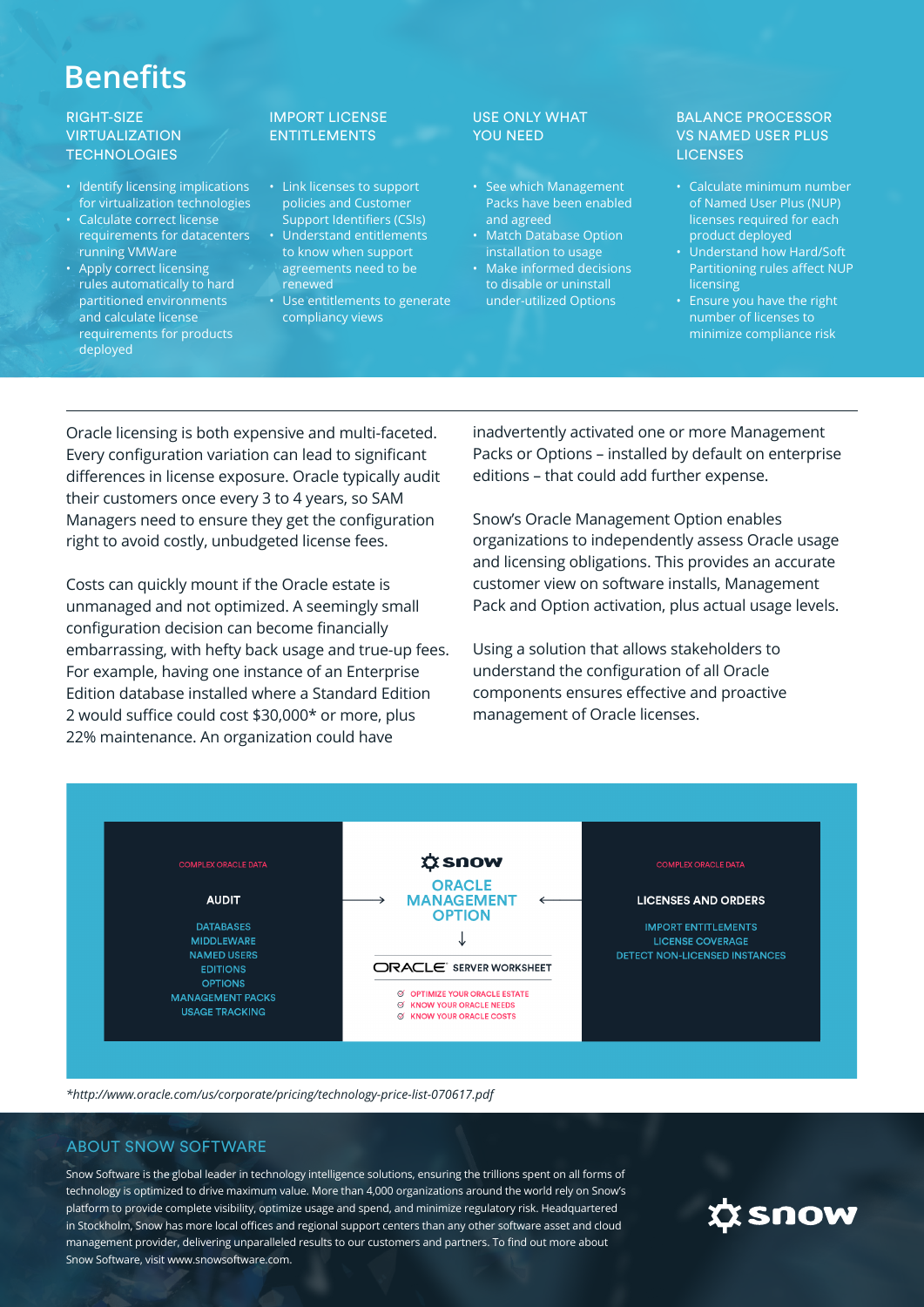# Benefits

### RIGHT-SIZE VIRTUALIZATION TECHNOLOGIES

- Identify licensing implications for virtualization technologies
- Calculate correct license requirements for datacenters running VMWare
- Apply correct licensing rules automatically to hard partitioned environments and calculate license requirements for products deployed

### IMPORT LICENSE ENTITLEMENTS

- Link licenses to support policies and Customer Support Identifiers (CSIs)
- Understand entitlements to know when support agreements need to be renewed
- Use entitlements to generate compliancy views

### USE ONLY WHAT YOU NEED

- See which Management Packs have been enabled and agreed
- Match Database Option installation to usage
- Make informed decisions to disable or uninstall under-utilized Options

### BALANCE PROCESSOR VS NAMED USER PLUS LICENSES

- Calculate minimum number of Named User Plus (NUP) licenses required for each product deployed
- Understand how Hard/Soft Partitioning rules affect NUP licensing
- Ensure you have the right number of licenses to minimize compliance risk

---

Oracle licensing is both expensive and multi-faceted. Every configuration variation can lead to significant differences in license exposure. Oracle typically audit their customers once every 3 to 4 years, so SAM Managers need to ensure they get the configuration right to avoid costly, unbudgeted license fees.

Costs can quickly mount if the Oracle estate is unmanaged and not optimized. A seemingly small configuration decision can become financially embarrassing, with hefty back usage and true-up fees. For example, having one instance of an Enterprise Edition database installed where a Standard Edition 2 would suffice could cost $30,000* or more, plus 22% maintenance. An organization could have inadvertently activated one or more Management Packs or Options – installed by default on enterprise editions – that could add further expense.

Snow's Oracle Management Option enables organizations to independently assess Oracle usage and licensing obligations. This provides an accurate customer view on software installs, Management Pack and Option activation, plus actual usage levels.

Using a solution that allows stakeholders to understand the configuration of all Oracle components ensures effective and proactive management of Oracle licenses.

COMPLEX ORACLE DATA

**AUDIT**

DATABASES
MIDDLEWARE
NAMED USERS
EDITIONS
OPTIONS
MANAGEMENT PACKS
USAGE TRACKING

snow
**ORACLE MANAGEMENT OPTION**

ORACLE SERVER WORKSHEET

- OPTIMIZE YOUR ORACLE ESTATE
- KNOW YOUR ORACLE NEEDS
- KNOW YOUR ORACLE COSTS

COMPLEX ORACLE DATA

**LICENSES AND ORDERS**

IMPORT ENTITLEMENTS
LICENSE COVERAGE
DETECT NON-LICENSED INSTANCES

*\*http://www.oracle.com/us/corporate/pricing/technology-price-list-070617.pdf*

## ABOUT SNOW SOFTWARE

Snow Software is the global leader in technology intelligence solutions, ensuring the trillions spent on all forms of technology is optimized to drive maximum value. More than 4,000 organizations around the world rely on Snow's platform to provide complete visibility, optimize usage and spend, and minimize regulatory risk. Headquartered in Stockholm, Snow has more local offices and regional support centers than any other software asset and cloud management provider, delivering unparalleled results to our customers and partners. To find out more about Snow Software, visit www.snowsoftware.com.

snow